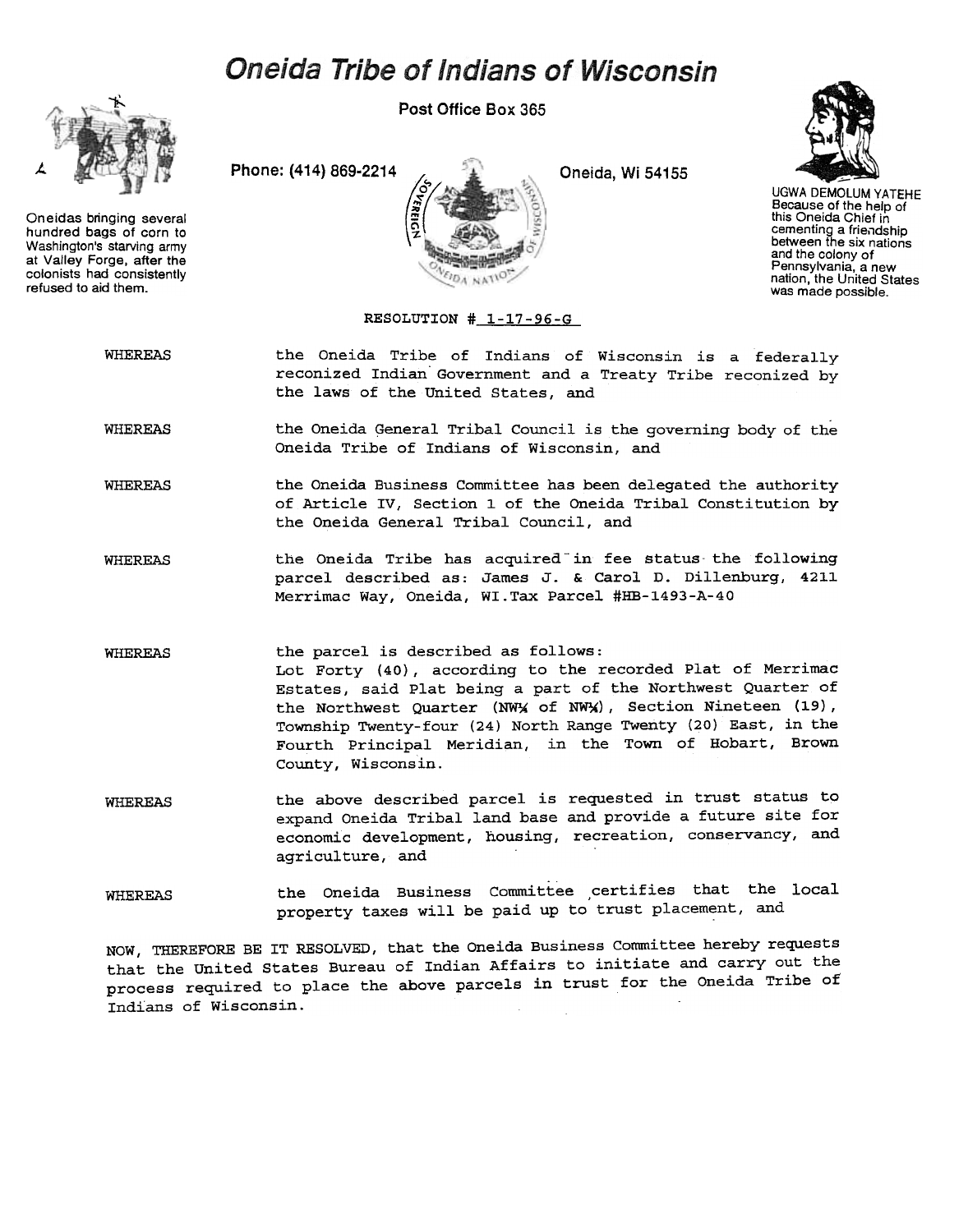# Oneida Tribe of Indians of Wisconsin

Post Office Box 365

Phone: (414) 869-2214 Oneida, Wi 54155

Oneidas bringing several hundred bags of corn to Washington's starving army at Valley Forge, after the colonists had consistently refused to aid them.

UGWA DEMOLUM YATEHE
Because of the help of this Oneida Chief in cementing a friendship between the six nations and the colony of Pennsylvania, a new nation, the United States was made possible.

RESOLUTION # 1-17-96-G

WHEREAS the Oneida Tribe of Indians of Wisconsin is a federally reconized Indian Government and a Treaty Tribe reconized by the laws of the United States, and

WHEREAS the Oneida General Tribal Council is the governing body of the Oneida Tribe of Indians of Wisconsin, and

WHEREAS the Oneida Business Committee has been delegated the authority of Article IV, Section 1 of the Oneida Tribal Constitution by the Oneida General Tribal Council, and

WHEREAS the Oneida Tribe has acquired in fee status the following parcel described as: James J. & Carol D. Dillenburg, 4211 Merrimac Way, Oneida, WI.Tax Parcel #HB-1493-A-40

WHEREAS the parcel is described as follows:
Lot Forty (40), according to the recorded Plat of Merrimac Estates, said Plat being a part of the Northwest Quarter of the Northwest Quarter (NW¼ of NW¼), Section Nineteen (19), Township Twenty-four (24) North Range Twenty (20) East, in the Fourth Principal Meridian, in the Town of Hobart, Brown County, Wisconsin.

WHEREAS the above described parcel is requested in trust status to expand Oneida Tribal land base and provide a future site for economic development, housing, recreation, conservancy, and agriculture, and

WHEREAS the Oneida Business Committee certifies that the local property taxes will be paid up to trust placement, and

NOW, THEREFORE BE IT RESOLVED, that the Oneida Business Committee hereby requests that the United States Bureau of Indian Affairs to initiate and carry out the process required to place the above parcels in trust for the Oneida Tribe of Indians of Wisconsin.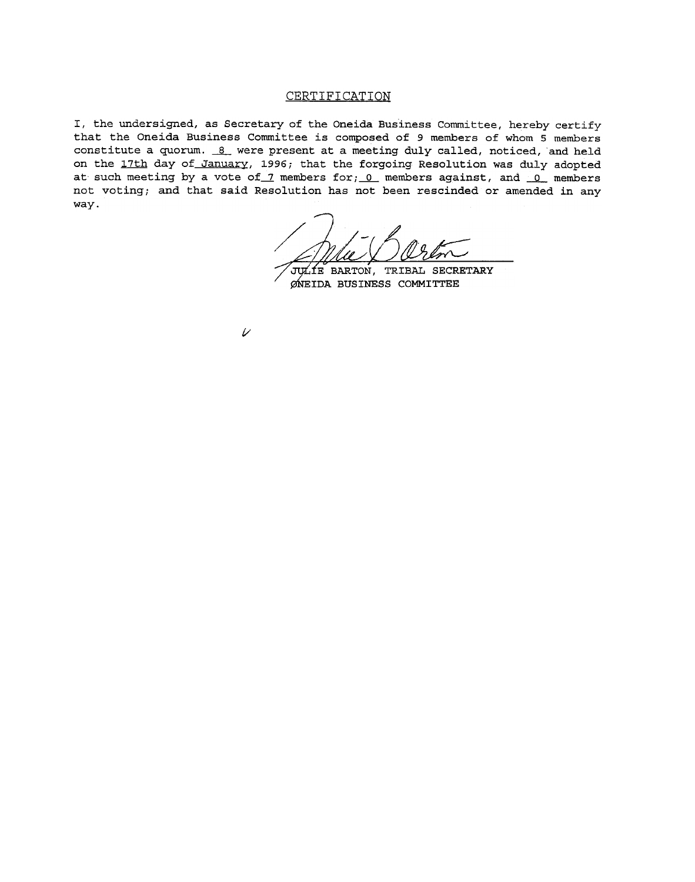# CERTIFICATION

I, the undersigned, as Secretary of the Oneida Business Committee, hereby certify that the Oneida Business Committee is composed of 9 members of whom 5 members constitute a quorum. _8_ were present at a meeting duly called, noticed, and held on the _17th_ day of _January_, 1996; that the forgoing Resolution was duly adopted at such meeting by a vote of _7_ members for; _0_ members against, and _0_ members not voting; and that said Resolution has not been rescinded or amended in any way.

JULIE BARTON, TRIBAL SECRETARY
ONEIDA BUSINESS COMMITTEE